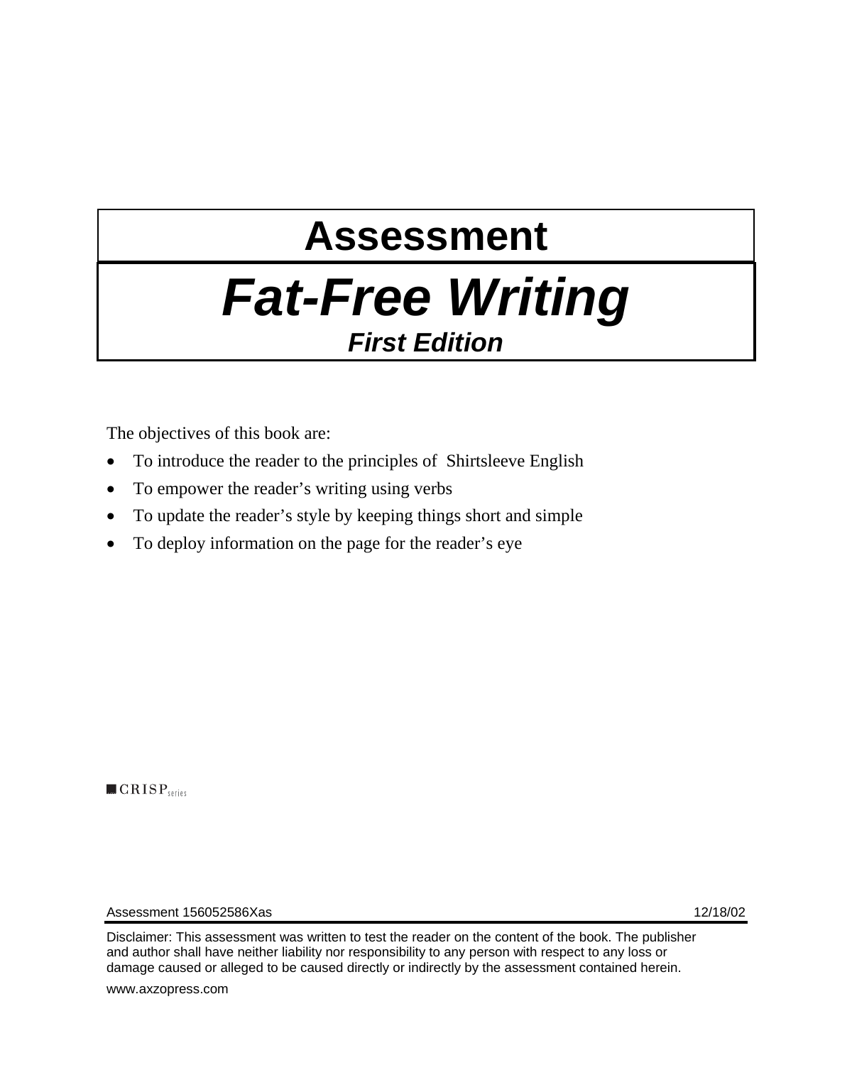# Assessment

# *Fat-Free Writing*

***First Edition***

The objectives of this book are:

- To introduce the reader to the principles of Shirtsleeve English
- To empower the reader's writing using verbs
- To update the reader's style by keeping things short and simple
- To deploy information on the page for the reader's eye

CRISP series

Assessment 156052586Xas 12/18/02

Disclaimer: This assessment was written to test the reader on the content of the book. The publisher and author shall have neither liability nor responsibility to any person with respect to any loss or damage caused or alleged to be caused directly or indirectly by the assessment contained herein.

www.axzopress.com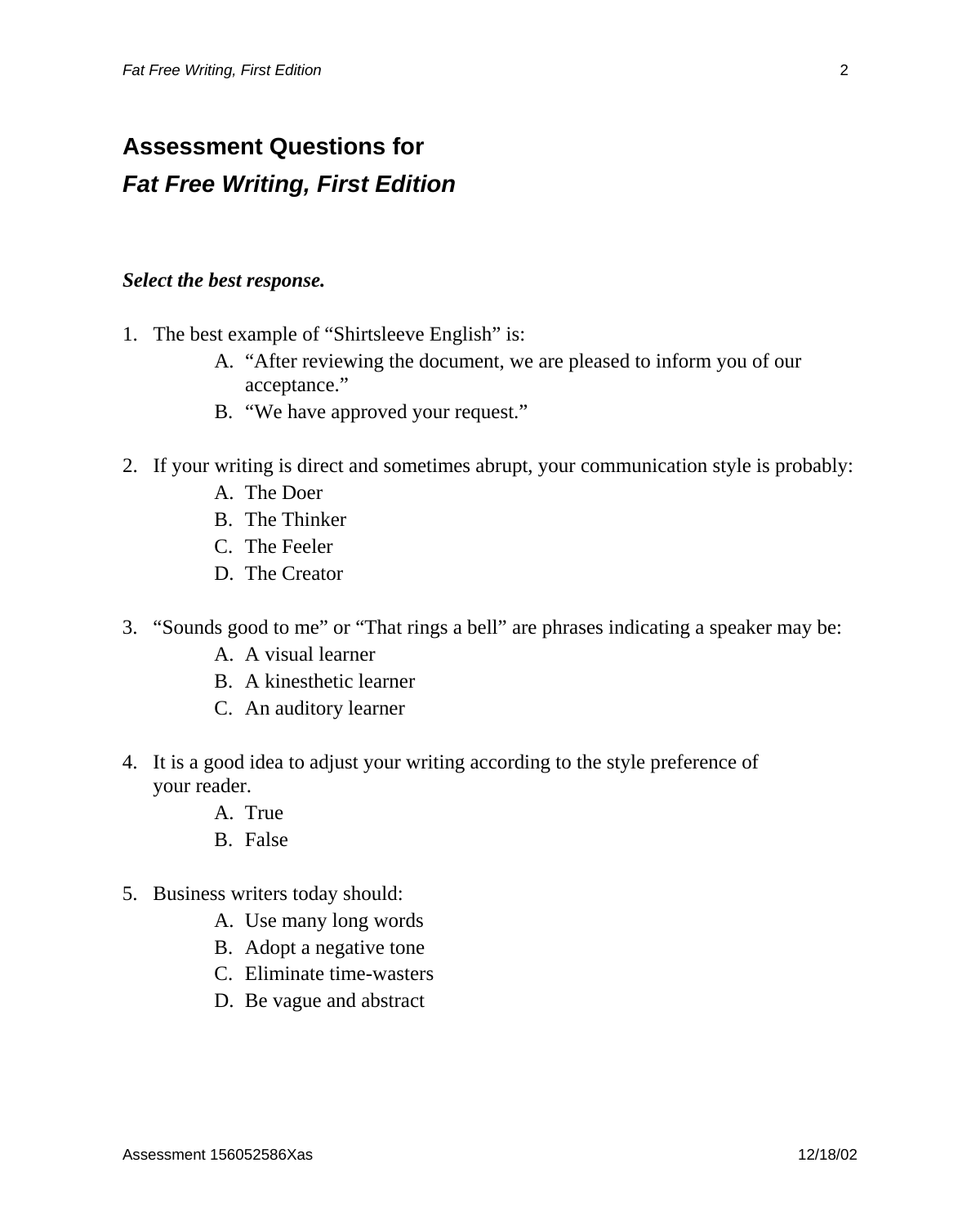# Assessment Questions for

# *Fat Free Writing, First Edition*

***Select the best response.***

1. The best example of "Shirtsleeve English" is:
   - A. "After reviewing the document, we are pleased to inform you of our acceptance."
   - B. "We have approved your request."

2. If your writing is direct and sometimes abrupt, your communication style is probably:
   - A. The Doer
   - B. The Thinker
   - C. The Feeler
   - D. The Creator

3. "Sounds good to me" or "That rings a bell" are phrases indicating a speaker may be:
   - A. A visual learner
   - B. A kinesthetic learner
   - C. An auditory learner

4. It is a good idea to adjust your writing according to the style preference of your reader.
   - A. True
   - B. False

5. Business writers today should:
   - A. Use many long words
   - B. Adopt a negative tone
   - C. Eliminate time-wasters
   - D. Be vague and abstract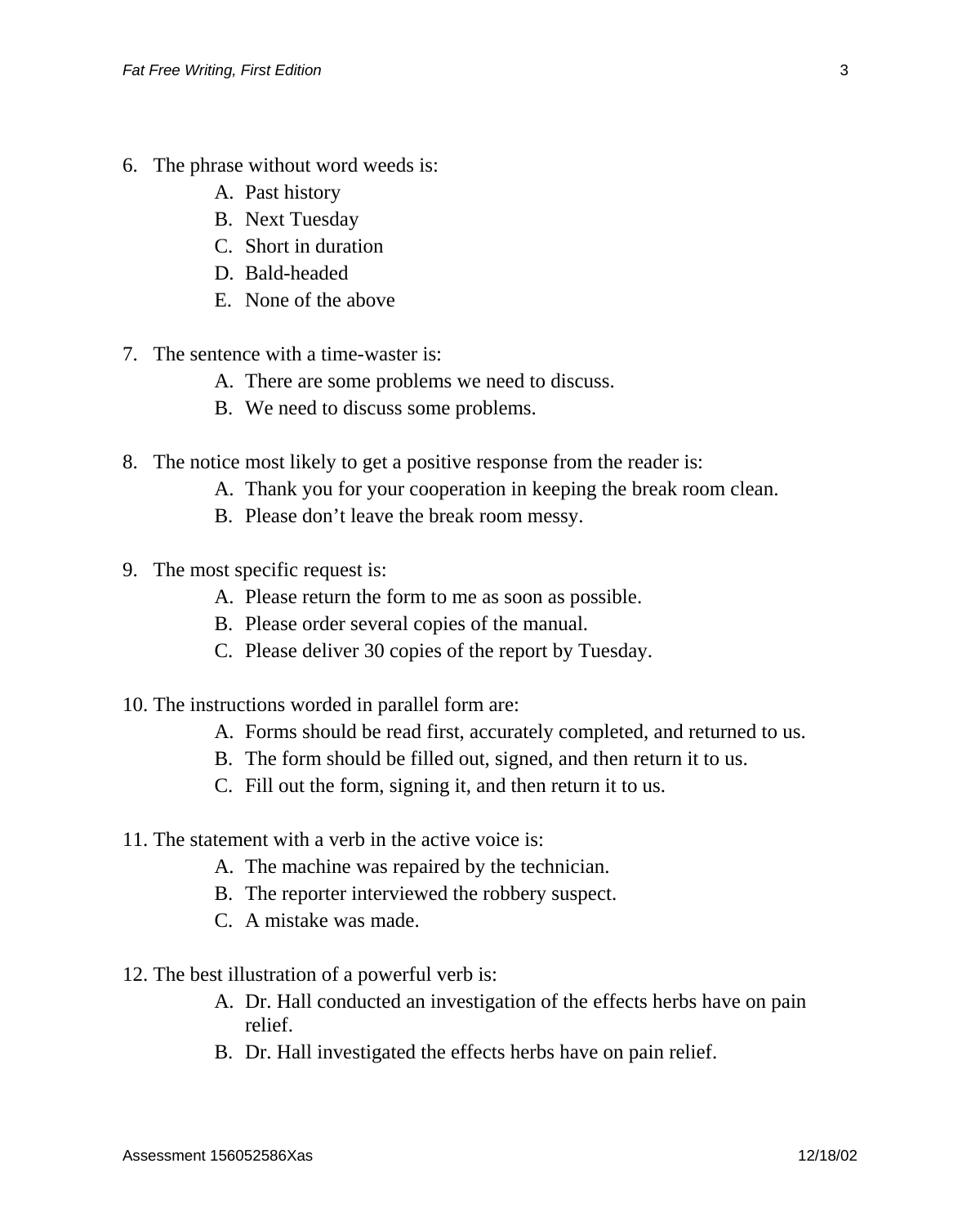6. The phrase without word weeds is:
   - A. Past history
   - B. Next Tuesday
   - C. Short in duration
   - D. Bald-headed
   - E. None of the above

7. The sentence with a time-waster is:
   - A. There are some problems we need to discuss.
   - B. We need to discuss some problems.

8. The notice most likely to get a positive response from the reader is:
   - A. Thank you for your cooperation in keeping the break room clean.
   - B. Please don't leave the break room messy.

9. The most specific request is:
   - A. Please return the form to me as soon as possible.
   - B. Please order several copies of the manual.
   - C. Please deliver 30 copies of the report by Tuesday.

10. The instructions worded in parallel form are:
    - A. Forms should be read first, accurately completed, and returned to us.
    - B. The form should be filled out, signed, and then return it to us.
    - C. Fill out the form, signing it, and then return it to us.

11. The statement with a verb in the active voice is:
    - A. The machine was repaired by the technician.
    - B. The reporter interviewed the robbery suspect.
    - C. A mistake was made.

12. The best illustration of a powerful verb is:
    - A. Dr. Hall conducted an investigation of the effects herbs have on pain relief.
    - B. Dr. Hall investigated the effects herbs have on pain relief.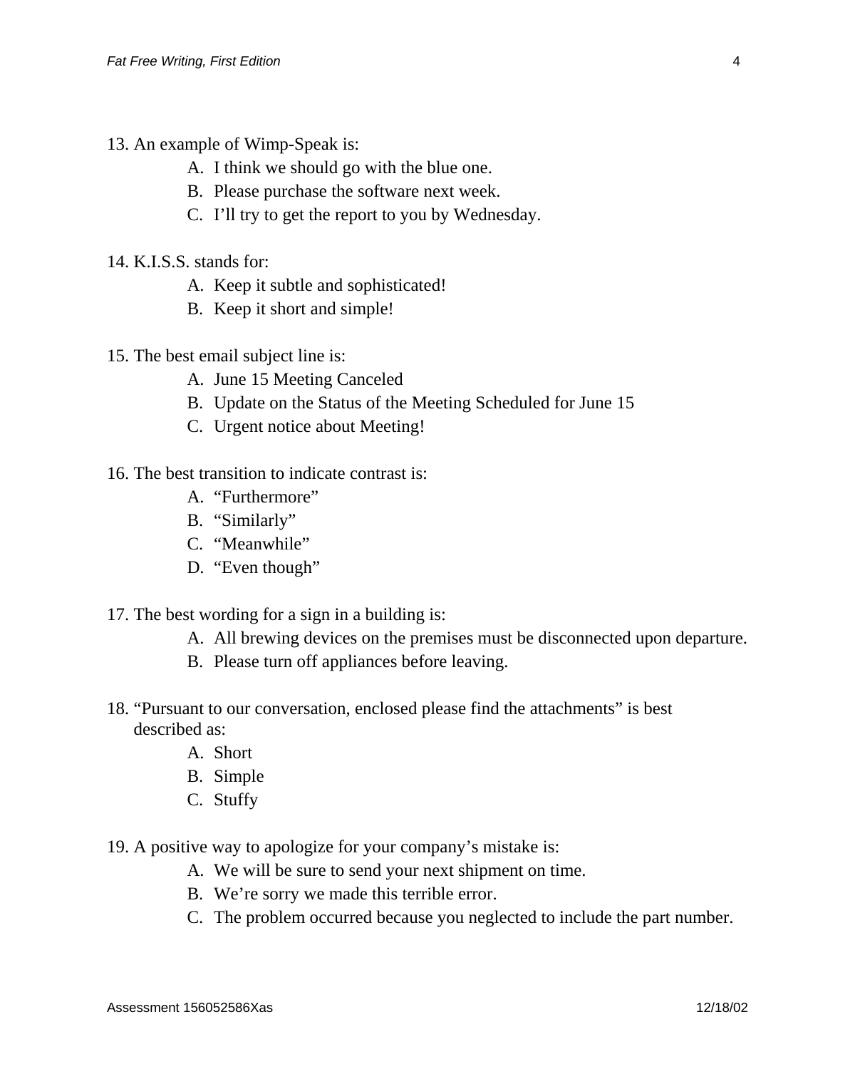13. An example of Wimp-Speak is:
    - A. I think we should go with the blue one.
    - B. Please purchase the software next week.
    - C. I'll try to get the report to you by Wednesday.

14. K.I.S.S. stands for:
    - A. Keep it subtle and sophisticated!
    - B. Keep it short and simple!

15. The best email subject line is:
    - A. June 15 Meeting Canceled
    - B. Update on the Status of the Meeting Scheduled for June 15
    - C. Urgent notice about Meeting!

16. The best transition to indicate contrast is:
    - A. "Furthermore"
    - B. "Similarly"
    - C. "Meanwhile"
    - D. "Even though"

17. The best wording for a sign in a building is:
    - A. All brewing devices on the premises must be disconnected upon departure.
    - B. Please turn off appliances before leaving.

18. "Pursuant to our conversation, enclosed please find the attachments" is best described as:
    - A. Short
    - B. Simple
    - C. Stuffy

19. A positive way to apologize for your company's mistake is:
    - A. We will be sure to send your next shipment on time.
    - B. We're sorry we made this terrible error.
    - C. The problem occurred because you neglected to include the part number.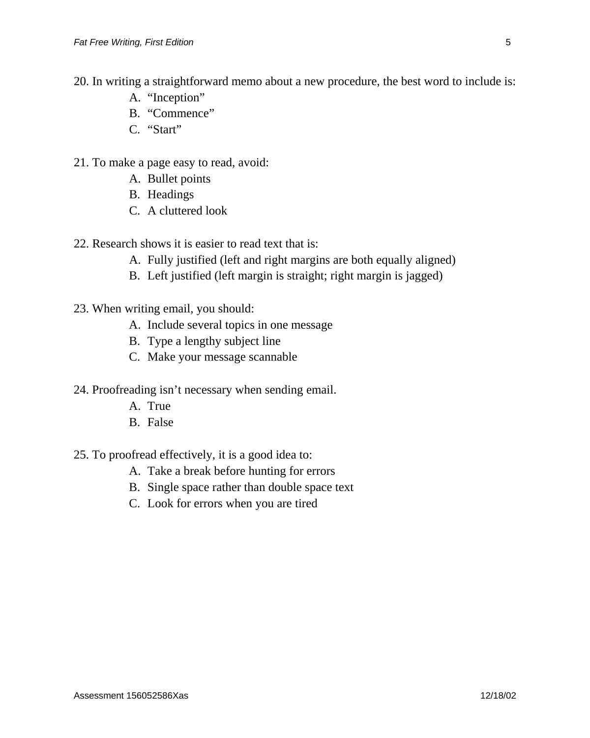20. In writing a straightforward memo about a new procedure, the best word to include is:
    - A. “Inception”
    - B. “Commence”
    - C. “Start”

21. To make a page easy to read, avoid:
    - A. Bullet points
    - B. Headings
    - C. A cluttered look

22. Research shows it is easier to read text that is:
    - A. Fully justified (left and right margins are both equally aligned)
    - B. Left justified (left margin is straight; right margin is jagged)

23. When writing email, you should:
    - A. Include several topics in one message
    - B. Type a lengthy subject line
    - C. Make your message scannable

24. Proofreading isn’t necessary when sending email.
    - A. True
    - B. False

25. To proofread effectively, it is a good idea to:
    - A. Take a break before hunting for errors
    - B. Single space rather than double space text
    - C. Look for errors when you are tired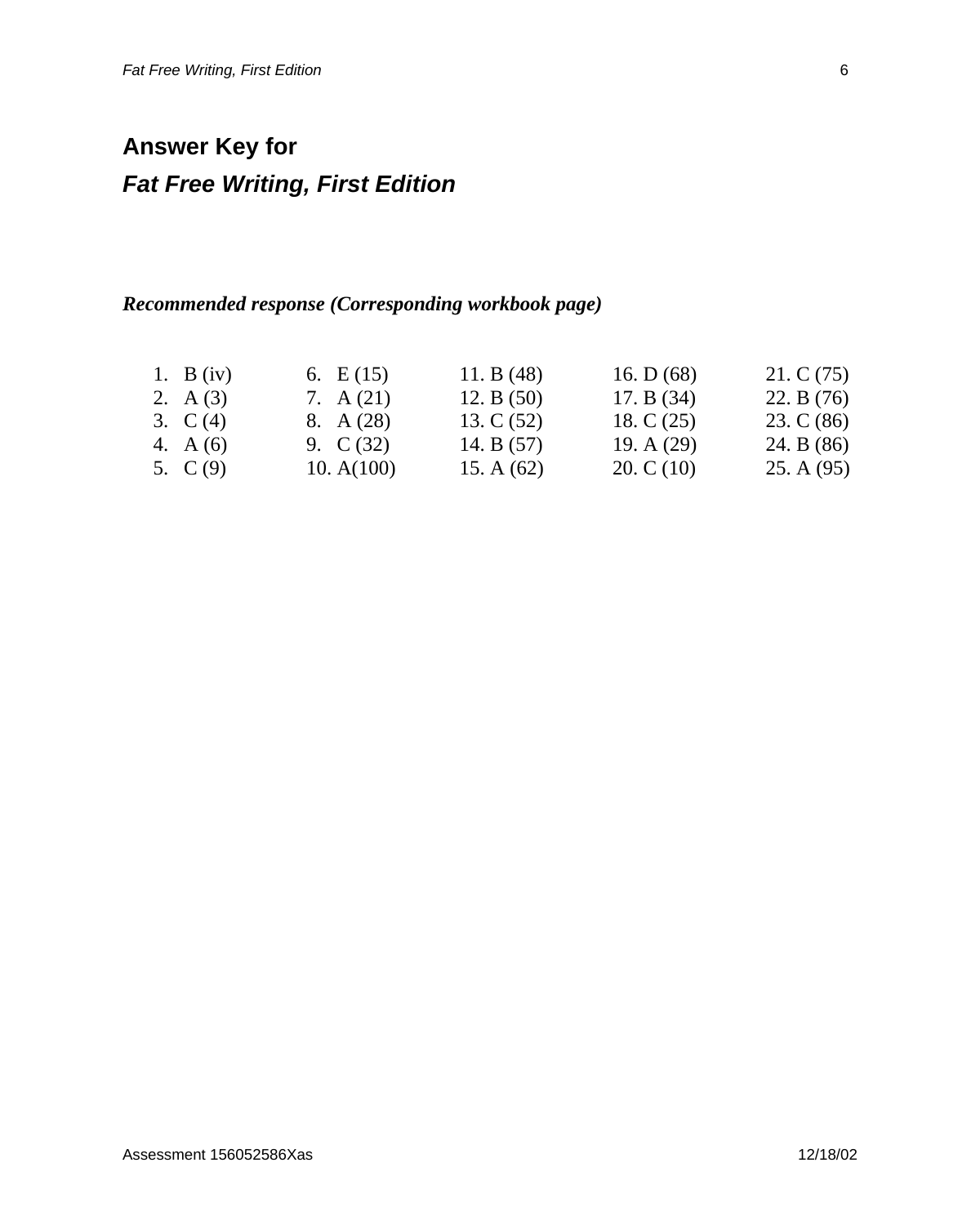# Answer Key for
## *Fat Free Writing, First Edition*

***Recommended response (Corresponding workbook page)***

| | | | | |
|---|---|---|---|---|
| 1. B (iv) | 6. E (15) | 11. B (48) | 16. D (68) | 21. C (75) |
| 2. A (3) | 7. A (21) | 12. B (50) | 17. B (34) | 22. B (76) |
| 3. C (4) | 8. A (28) | 13. C (52) | 18. C (25) | 23. C (86) |
| 4. A (6) | 9. C (32) | 14. B (57) | 19. A (29) | 24. B (86) |
| 5. C (9) | 10. A(100) | 15. A (62) | 20. C (10) | 25. A (95) |